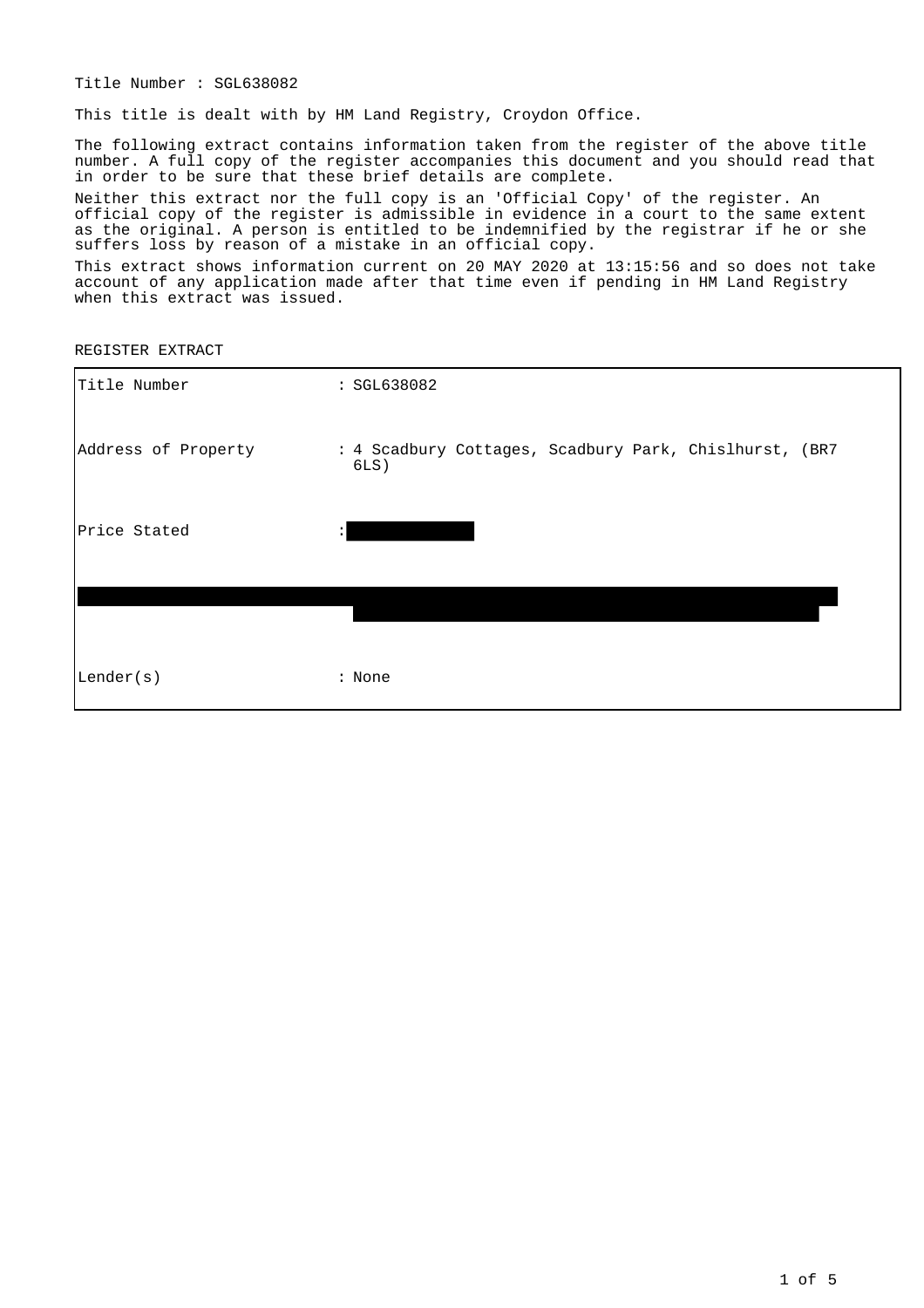Title Number : SGL638082

This title is dealt with by HM Land Registry, Croydon Office.

The following extract contains information taken from the register of the above title number. A full copy of the register accompanies this document and you should read that in order to be sure that these brief details are complete.

Neither this extract nor the full copy is an 'Official Copy' of the register. An official copy of the register is admissible in evidence in a court to the same extent as the original. A person is entitled to be indemnified by the registrar if he or she suffers loss by reason of a mistake in an official copy.

This extract shows information current on 20 MAY 2020 at 13:15:56 and so does not take account of any application made after that time even if pending in HM Land Registry when this extract was issued.

REGISTER EXTRACT

| | |
|---|---|
| Title Number | : SGL638082 |
| Address of Property | : 4 Scadbury Cottages, Scadbury Park, Chislhurst, (BR7 6LS) |
| Price Stated | : |
| | |
| Lender(s) | : None |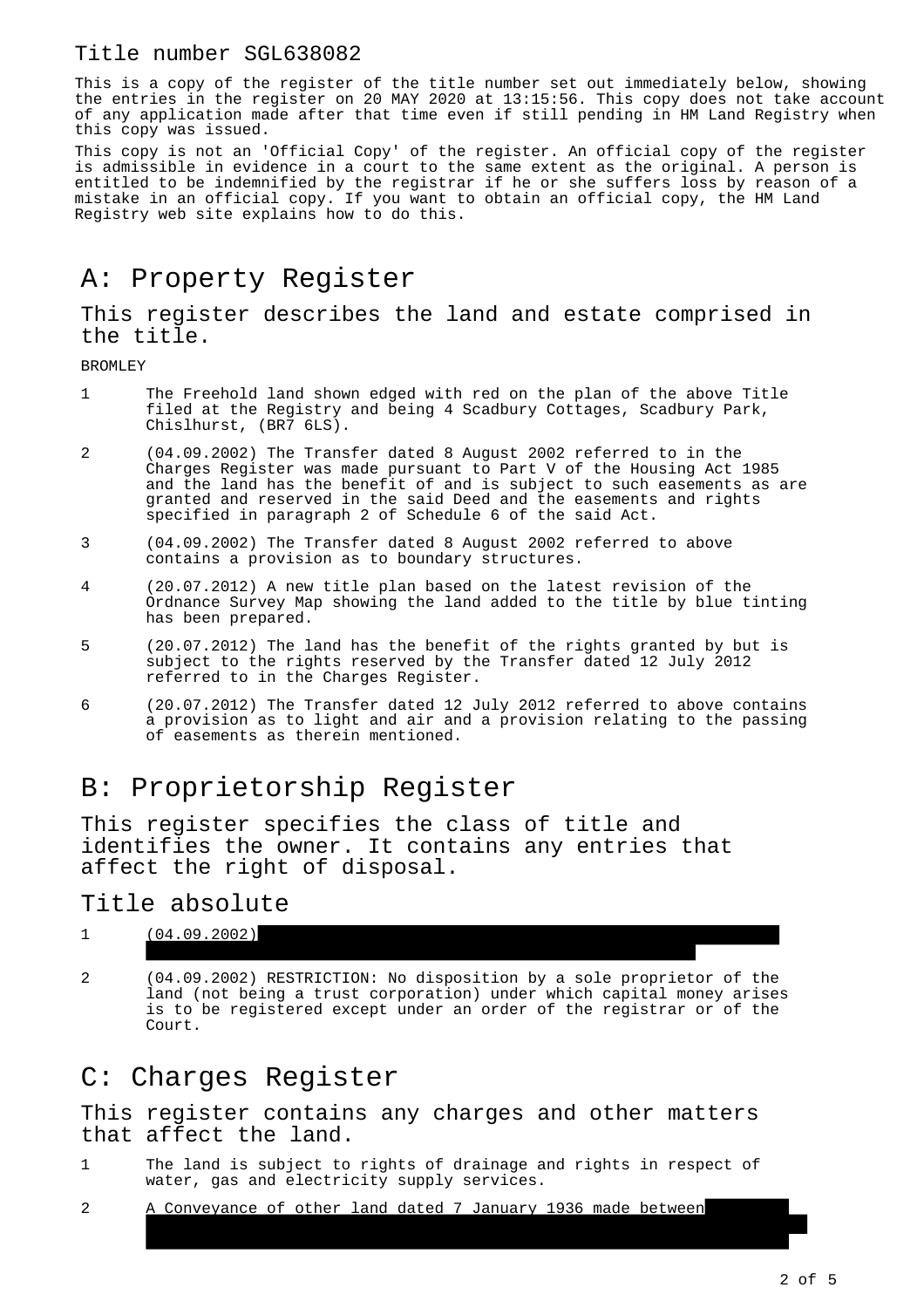# Title number SGL638082

This is a copy of the register of the title number set out immediately below, showing the entries in the register on 20 MAY 2020 at 13:15:56. This copy does not take account of any application made after that time even if still pending in HM Land Registry when this copy was issued.

This copy is not an 'Official Copy' of the register. An official copy of the register is admissible in evidence in a court to the same extent as the original. A person is entitled to be indemnified by the registrar if he or she suffers loss by reason of a mistake in an official copy. If you want to obtain an official copy, the HM Land Registry web site explains how to do this.

## A: Property Register

### This register describes the land and estate comprised in the title.

BROMLEY

1 The Freehold land shown edged with red on the plan of the above Title filed at the Registry and being 4 Scadbury Cottages, Scadbury Park, Chislhurst, (BR7 6LS).

2 (04.09.2002) The Transfer dated 8 August 2002 referred to in the Charges Register was made pursuant to Part V of the Housing Act 1985 and the land has the benefit of and is subject to such easements as are granted and reserved in the said Deed and the easements and rights specified in paragraph 2 of Schedule 6 of the said Act.

3 (04.09.2002) The Transfer dated 8 August 2002 referred to above contains a provision as to boundary structures.

4 (20.07.2012) A new title plan based on the latest revision of the Ordnance Survey Map showing the land added to the title by blue tinting has been prepared.

5 (20.07.2012) The land has the benefit of the rights granted by but is subject to the rights reserved by the Transfer dated 12 July 2012 referred to in the Charges Register.

6 (20.07.2012) The Transfer dated 12 July 2012 referred to above contains a provision as to light and air and a provision relating to the passing of easements as therein mentioned.

## B: Proprietorship Register

### This register specifies the class of title and identifies the owner. It contains any entries that affect the right of disposal.

### Title absolute

1 (04.09.2002)

2 (04.09.2002) RESTRICTION: No disposition by a sole proprietor of the land (not being a trust corporation) under which capital money arises is to be registered except under an order of the registrar or of the Court.

## C: Charges Register

### This register contains any charges and other matters that affect the land.

1 The land is subject to rights of drainage and rights in respect of water, gas and electricity supply services.

2 A Conveyance of other land dated 7 January 1936 made between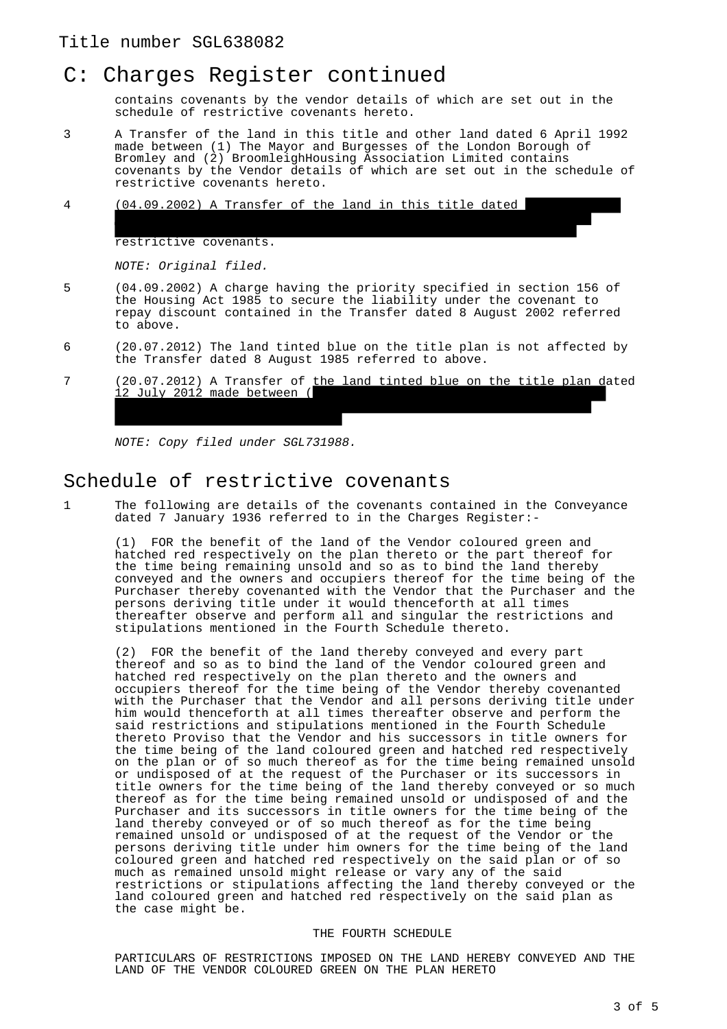Title number SGL638082

# C: Charges Register continued

contains covenants by the vendor details of which are set out in the schedule of restrictive covenants hereto.

3 A Transfer of the land in this title and other land dated 6 April 1992 made between (1) The Mayor and Burgesses of the London Borough of Bromley and (2) BroomleighHousing Association Limited contains covenants by the Vendor details of which are set out in the schedule of restrictive covenants hereto.

4 (04.09.2002) A Transfer of the land in this title dated restrictive covenants.

*NOTE: Original filed.*

5 (04.09.2002) A charge having the priority specified in section 156 of the Housing Act 1985 to secure the liability under the covenant to repay discount contained in the Transfer dated 8 August 2002 referred to above.

6 (20.07.2012) The land tinted blue on the title plan is not affected by the Transfer dated 8 August 1985 referred to above.

7 (20.07.2012) A Transfer of the land tinted blue on the title plan dated 12 July 2012 made between (

*NOTE: Copy filed under SGL731988.*

# Schedule of restrictive covenants

1 The following are details of the covenants contained in the Conveyance dated 7 January 1936 referred to in the Charges Register:-

(1) FOR the benefit of the land of the Vendor coloured green and hatched red respectively on the plan thereto or the part thereof for the time being remaining unsold and so as to bind the land thereby conveyed and the owners and occupiers thereof for the time being of the Purchaser thereby covenanted with the Vendor that the Purchaser and the persons deriving title under it would thenceforth at all times thereafter observe and perform all and singular the restrictions and stipulations mentioned in the Fourth Schedule thereto.

(2) FOR the benefit of the land thereby conveyed and every part thereof and so as to bind the land of the Vendor coloured green and hatched red respectively on the plan thereto and the owners and occupiers thereof for the time being of the Vendor thereby covenanted with the Purchaser that the Vendor and all persons deriving title under him would thenceforth at all times thereafter observe and perform the said restrictions and stipulations mentioned in the Fourth Schedule thereto Proviso that the Vendor and his successors in title owners for the time being of the land coloured green and hatched red respectively on the plan or of so much thereof as for the time being remained unsold or undisposed of at the request of the Purchaser or its successors in title owners for the time being of the land thereby conveyed or so much thereof as for the time being remained unsold or undisposed of and the Purchaser and its successors in title owners for the time being of the land thereby conveyed or of so much thereof as for the time being remained unsold or undisposed of at the request of the Vendor or the persons deriving title under him owners for the time being of the land coloured green and hatched red respectively on the said plan or of so much as remained unsold might release or vary any of the said restrictions or stipulations affecting the land thereby conveyed or the land coloured green and hatched red respectively on the said plan as the case might be.

THE FOURTH SCHEDULE

PARTICULARS OF RESTRICTIONS IMPOSED ON THE LAND HEREBY CONVEYED AND THE LAND OF THE VENDOR COLOURED GREEN ON THE PLAN HERETO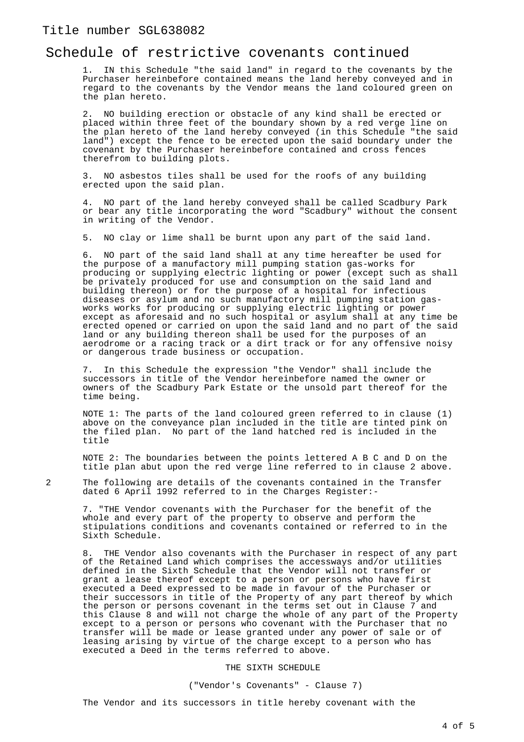Title number SGL638082

# Schedule of restrictive covenants continued

1. IN this Schedule "the said land" in regard to the covenants by the Purchaser hereinbefore contained means the land hereby conveyed and in regard to the covenants by the Vendor means the land coloured green on the plan hereto.

2. NO building erection or obstacle of any kind shall be erected or placed within three feet of the boundary shown by a red verge line on the plan hereto of the land hereby conveyed (in this Schedule "the said land") except the fence to be erected upon the said boundary under the covenant by the Purchaser hereinbefore contained and cross fences therefrom to building plots.

3. NO asbestos tiles shall be used for the roofs of any building erected upon the said plan.

4. NO part of the land hereby conveyed shall be called Scadbury Park or bear any title incorporating the word "Scadbury" without the consent in writing of the Vendor.

5. NO clay or lime shall be burnt upon any part of the said land.

6. NO part of the said land shall at any time hereafter be used for the purpose of a manufactory mill pumping station gas-works for producing or supplying electric lighting or power (except such as shall be privately produced for use and consumption on the said land and building thereon) or for the purpose of a hospital for infectious diseases or asylum and no such manufactory mill pumping station gas-works works for producing or supplying electric lighting or power except as aforesaid and no such hospital or asylum shall at any time be erected opened or carried on upon the said land and no part of the said land or any building thereon shall be used for the purposes of an aerodrome or a racing track or a dirt track or for any offensive noisy or dangerous trade business or occupation.

7. In this Schedule the expression "the Vendor" shall include the successors in title of the Vendor hereinbefore named the owner or owners of the Scadbury Park Estate or the unsold part thereof for the time being.

NOTE 1: The parts of the land coloured green referred to in clause (1) above on the conveyance plan included in the title are tinted pink on the filed plan. No part of the land hatched red is included in the title

NOTE 2: The boundaries between the points lettered A B C and D on the title plan abut upon the red verge line referred to in clause 2 above.

2 The following are details of the covenants contained in the Transfer dated 6 April 1992 referred to in the Charges Register:-

7. "THE Vendor covenants with the Purchaser for the benefit of the whole and every part of the property to observe and perform the stipulations conditions and covenants contained or referred to in the Sixth Schedule.

8. THE Vendor also covenants with the Purchaser in respect of any part of the Retained Land which comprises the accessways and/or utilities defined in the Sixth Schedule that the Vendor will not transfer or grant a lease thereof except to a person or persons who have first executed a Deed expressed to be made in favour of the Purchaser or their successors in title of the Property of any part thereof by which the person or persons covenant in the terms set out in Clause 7 and this Clause 8 and will not charge the whole of any part of the Property except to a person or persons who covenant with the Purchaser that no transfer will be made or lease granted under any power of sale or of leasing arising by virtue of the charge except to a person who has executed a Deed in the terms referred to above.

THE SIXTH SCHEDULE

("Vendor's Covenants" - Clause 7)

The Vendor and its successors in title hereby covenant with the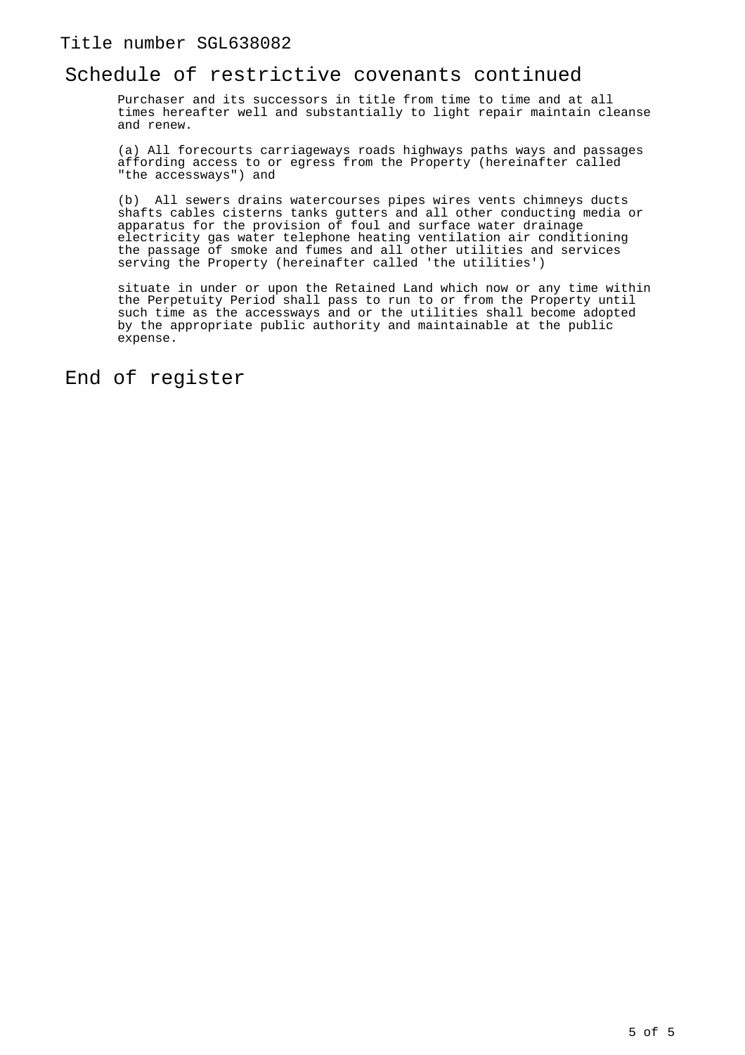Title number SGL638082

## Schedule of restrictive covenants continued

Purchaser and its successors in title from time to time and at all times hereafter well and substantially to light repair maintain cleanse and renew.

(a) All forecourts carriageways roads highways paths ways and passages affording access to or egress from the Property (hereinafter called "the accessways") and

(b) All sewers drains watercourses pipes wires vents chimneys ducts shafts cables cisterns tanks gutters and all other conducting media or apparatus for the provision of foul and surface water drainage electricity gas water telephone heating ventilation air conditioning the passage of smoke and fumes and all other utilities and services serving the Property (hereinafter called 'the utilities')

situate in under or upon the Retained Land which now or any time within the Perpetuity Period shall pass to run to or from the Property until such time as the accessways and or the utilities shall become adopted by the appropriate public authority and maintainable at the public expense.

## End of register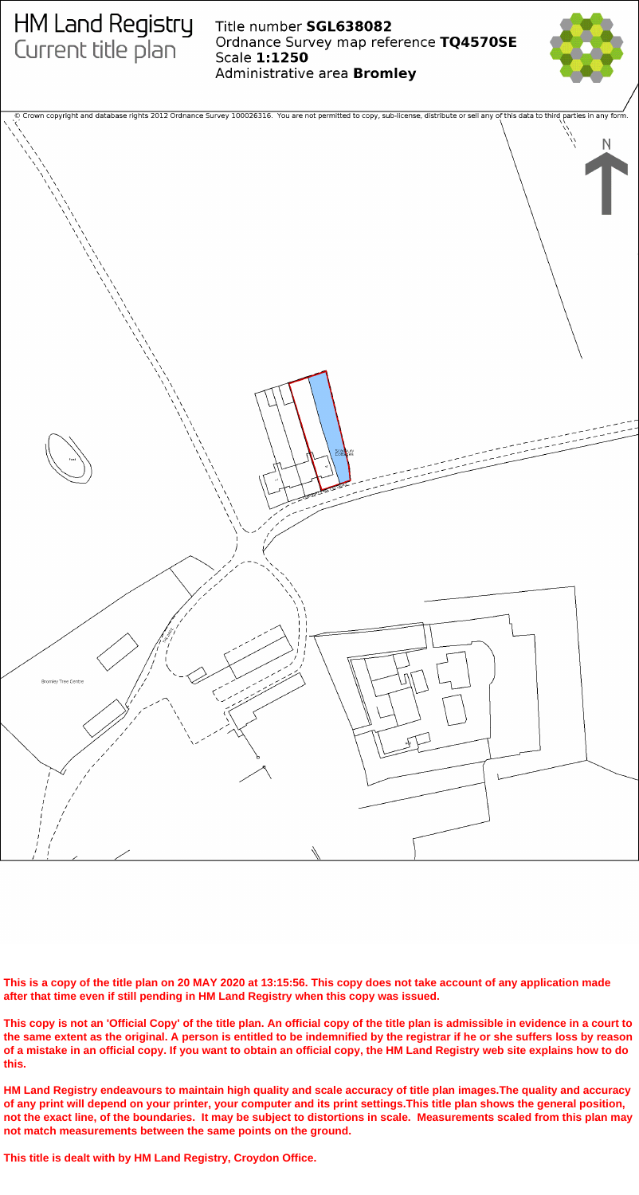# HM Land Registry
Current title plan

Title number **SGL638082**
Ordnance Survey map reference **TQ4570SE**
Scale **1:1250**
Administrative area **Bromley**

© Crown copyright and database rights 2012 Ordnance Survey 100026316. You are not permitted to copy, sub-license, distribute or sell any of this data to third parties in any form.

N

Pond

Bromley Tree Centre

**This is a copy of the title plan on 20 MAY 2020 at 13:15:56. This copy does not take account of any application made after that time even if still pending in HM Land Registry when this copy was issued.**

**This copy is not an 'Official Copy' of the title plan. An official copy of the title plan is admissible in evidence in a court to the same extent as the original. A person is entitled to be indemnified by the registrar if he or she suffers loss by reason of a mistake in an official copy. If you want to obtain an official copy, the HM Land Registry web site explains how to do this.**

**HM Land Registry endeavours to maintain high quality and scale accuracy of title plan images.The quality and accuracy of any print will depend on your printer, your computer and its print settings.This title plan shows the general position, not the exact line, of the boundaries. It may be subject to distortions in scale. Measurements scaled from this plan may not match measurements between the same points on the ground.**

**This title is dealt with by HM Land Registry, Croydon Office.**